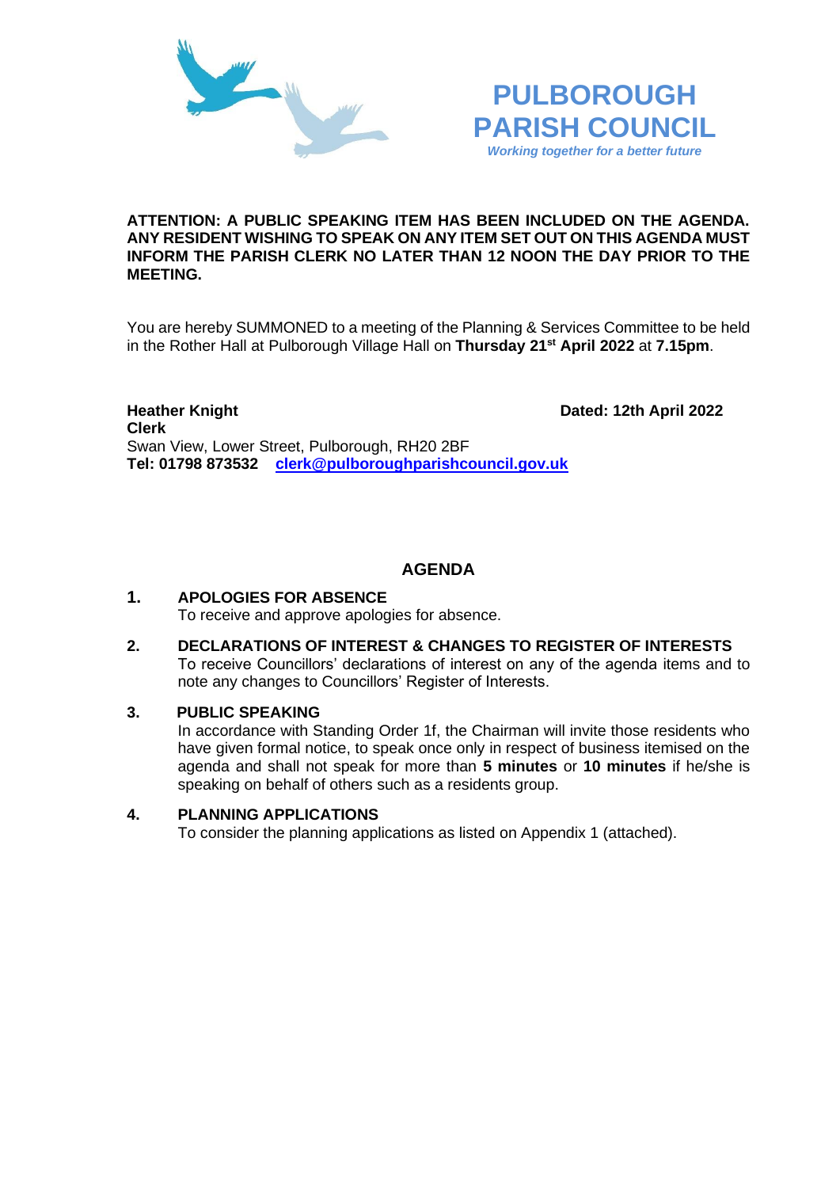# PULBOROUGH PARISH COUNCIL

*Working together for a better future*

**ATTENTION: A PUBLIC SPEAKING ITEM HAS BEEN INCLUDED ON THE AGENDA. ANY RESIDENT WISHING TO SPEAK ON ANY ITEM SET OUT ON THIS AGENDA MUST INFORM THE PARISH CLERK NO LATER THAN 12 NOON THE DAY PRIOR TO THE MEETING.**

You are hereby SUMMONED to a meeting of the Planning & Services Committee to be held in the Rother Hall at Pulborough Village Hall on **Thursday 21st April 2022** at **7.15pm**.

**Heather Knight** **Dated: 12th April 2022**
**Clerk**
Swan View, Lower Street, Pulborough, RH20 2BF
**Tel: 01798 873532** **clerk@pulboroughparishcouncil.gov.uk**

## AGENDA

**1. APOLOGIES FOR ABSENCE**
To receive and approve apologies for absence.

**2. DECLARATIONS OF INTEREST & CHANGES TO REGISTER OF INTERESTS**
To receive Councillors' declarations of interest on any of the agenda items and to note any changes to Councillors' Register of Interests.

**3. PUBLIC SPEAKING**
In accordance with Standing Order 1f, the Chairman will invite those residents who have given formal notice, to speak once only in respect of business itemised on the agenda and shall not speak for more than **5 minutes** or **10 minutes** if he/she is speaking on behalf of others such as a residents group.

**4. PLANNING APPLICATIONS**
To consider the planning applications as listed on Appendix 1 (attached).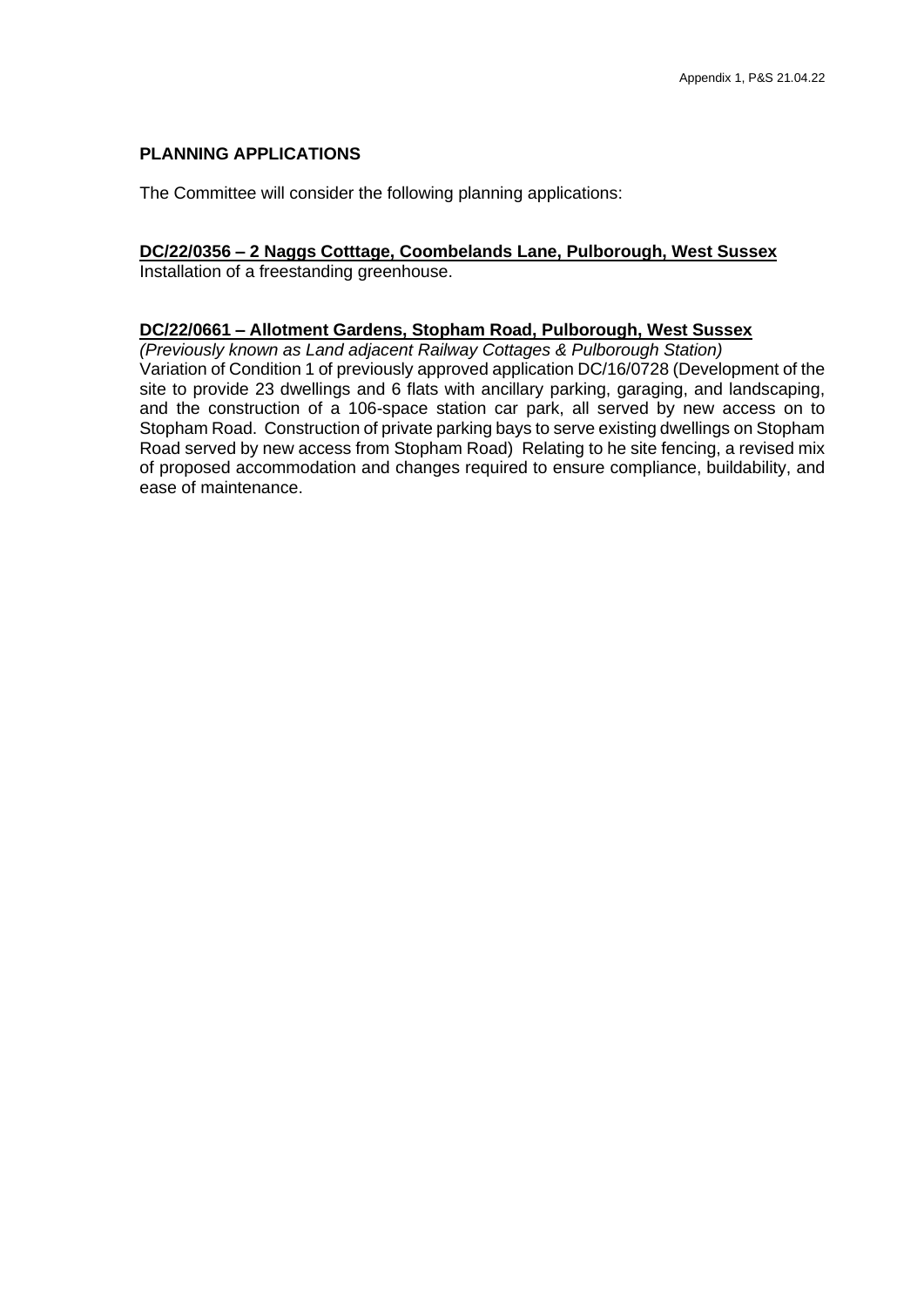## PLANNING APPLICATIONS

The Committee will consider the following planning applications:

**DC/22/0356 – 2 Naggs Cotttage, Coombelands Lane, Pulborough, West Sussex**
Installation of a freestanding greenhouse.

**DC/22/0661 – Allotment Gardens, Stopham Road, Pulborough, West Sussex**
*(Previously known as Land adjacent Railway Cottages & Pulborough Station)*
Variation of Condition 1 of previously approved application DC/16/0728 (Development of the site to provide 23 dwellings and 6 flats with ancillary parking, garaging, and landscaping, and the construction of a 106-space station car park, all served by new access on to Stopham Road. Construction of private parking bays to serve existing dwellings on Stopham Road served by new access from Stopham Road) Relating to he site fencing, a revised mix of proposed accommodation and changes required to ensure compliance, buildability, and ease of maintenance.